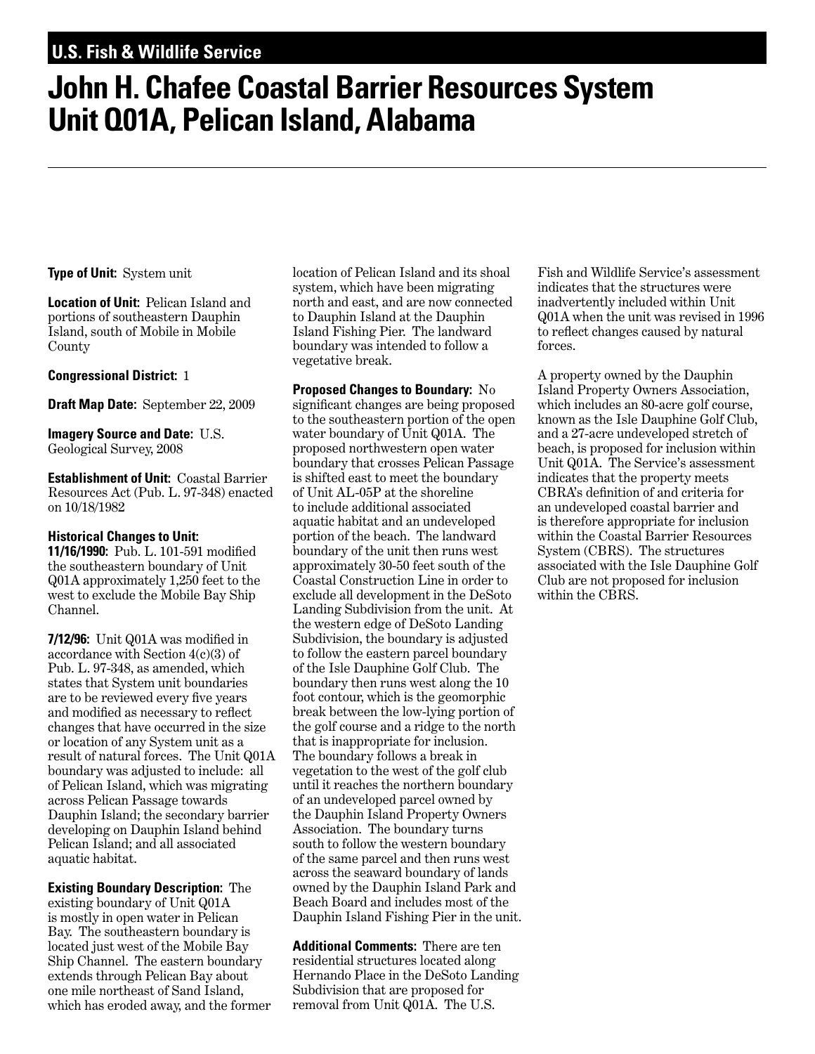**U.S. Fish & Wildlife Service**

# John H. Chafee Coastal Barrier Resources System Unit Q01A, Pelican Island, Alabama

**Type of Unit:** System unit

**Location of Unit:** Pelican Island and portions of southeastern Dauphin Island, south of Mobile in Mobile County

**Congressional District:** 1

**Draft Map Date:** September 22, 2009

**Imagery Source and Date:** U.S. Geological Survey, 2008

**Establishment of Unit:** Coastal Barrier Resources Act (Pub. L. 97-348) enacted on 10/18/1982

**Historical Changes to Unit:**

**11/16/1990:** Pub. L. 101-591 modified the southeastern boundary of Unit Q01A approximately 1,250 feet to the west to exclude the Mobile Bay Ship Channel.

**7/12/96:** Unit Q01A was modified in accordance with Section 4(c)(3) of Pub. L. 97-348, as amended, which states that System unit boundaries are to be reviewed every five years and modified as necessary to reflect changes that have occurred in the size or location of any System unit as a result of natural forces. The Unit Q01A boundary was adjusted to include: all of Pelican Island, which was migrating across Pelican Passage towards Dauphin Island; the secondary barrier developing on Dauphin Island behind Pelican Island; and all associated aquatic habitat.

**Existing Boundary Description:** The existing boundary of Unit Q01A is mostly in open water in Pelican Bay. The southeastern boundary is located just west of the Mobile Bay Ship Channel. The eastern boundary extends through Pelican Bay about one mile northeast of Sand Island, which has eroded away, and the former location of Pelican Island and its shoal system, which have been migrating north and east, and are now connected to Dauphin Island at the Dauphin Island Fishing Pier. The landward boundary was intended to follow a vegetative break.

**Proposed Changes to Boundary:** No significant changes are being proposed to the southeastern portion of the open water boundary of Unit Q01A. The proposed northwestern open water boundary that crosses Pelican Passage is shifted east to meet the boundary of Unit AL-05P at the shoreline to include additional associated aquatic habitat and an undeveloped portion of the beach. The landward boundary of the unit then runs west approximately 30-50 feet south of the Coastal Construction Line in order to exclude all development in the DeSoto Landing Subdivision from the unit. At the western edge of DeSoto Landing Subdivision, the boundary is adjusted to follow the eastern parcel boundary of the Isle Dauphine Golf Club. The boundary then runs west along the 10 foot contour, which is the geomorphic break between the low-lying portion of the golf course and a ridge to the north that is inappropriate for inclusion. The boundary follows a break in vegetation to the west of the golf club until it reaches the northern boundary of an undeveloped parcel owned by the Dauphin Island Property Owners Association. The boundary turns south to follow the western boundary of the same parcel and then runs west across the seaward boundary of lands owned by the Dauphin Island Park and Beach Board and includes most of the Dauphin Island Fishing Pier in the unit.

**Additional Comments:** There are ten residential structures located along Hernando Place in the DeSoto Landing Subdivision that are proposed for removal from Unit Q01A. The U.S. Fish and Wildlife Service's assessment indicates that the structures were inadvertently included within Unit Q01A when the unit was revised in 1996 to reflect changes caused by natural forces.

A property owned by the Dauphin Island Property Owners Association, which includes an 80-acre golf course, known as the Isle Dauphine Golf Club, and a 27-acre undeveloped stretch of beach, is proposed for inclusion within Unit Q01A. The Service's assessment indicates that the property meets CBRA's definition of and criteria for an undeveloped coastal barrier and is therefore appropriate for inclusion within the Coastal Barrier Resources System (CBRS). The structures associated with the Isle Dauphine Golf Club are not proposed for inclusion within the CBRS.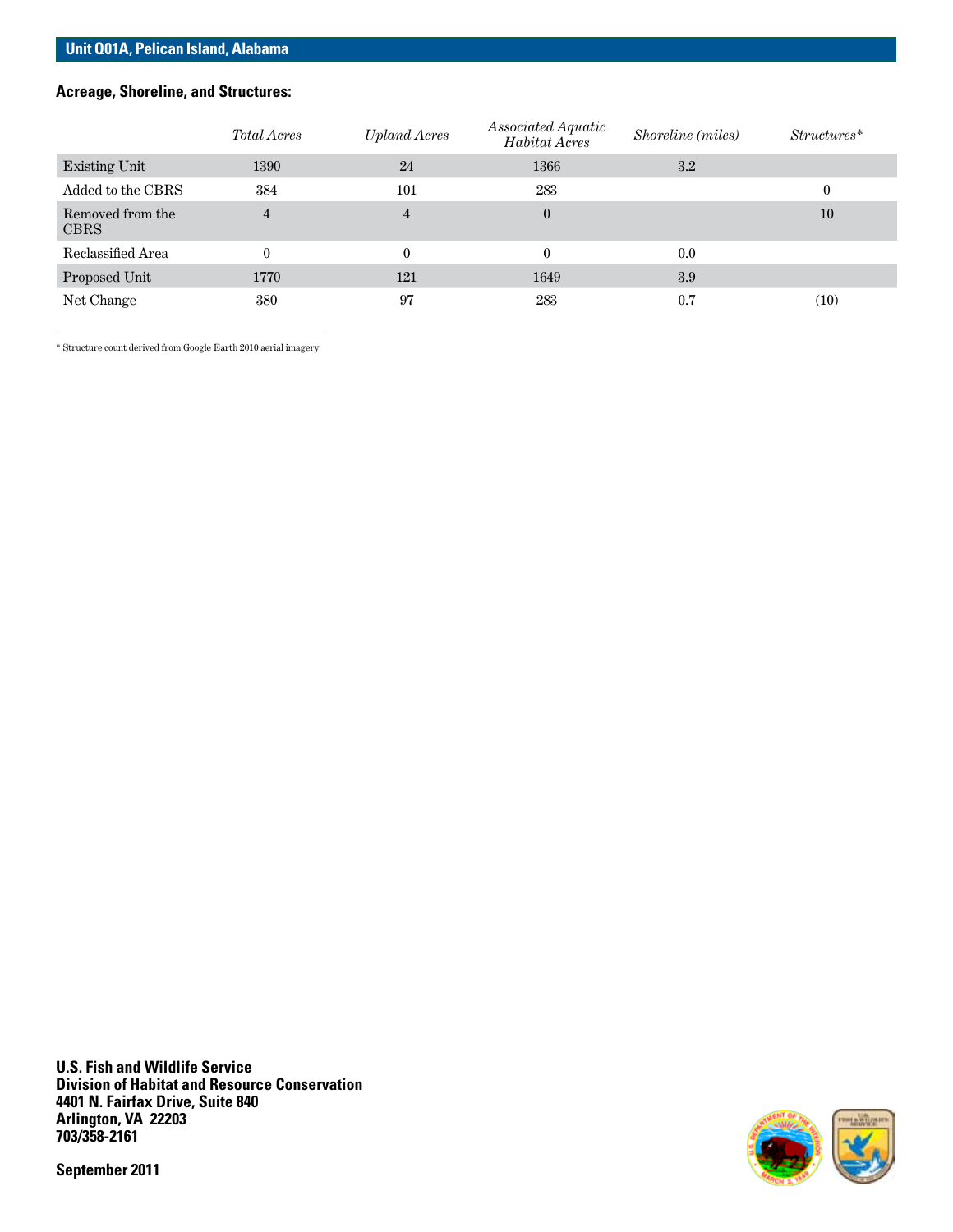## Unit Q01A, Pelican Island, Alabama

### Acreage, Shoreline, and Structures:

| | *Total Acres* | *Upland Acres* | *Associated Aquatic Habitat Acres* | *Shoreline (miles)* | *Structures** |
|---|---|---|---|---|---|
| Existing Unit | 1390 | 24 | 1366 | 3.2 | |
| Added to the CBRS | 384 | 101 | 283 | | 0 |
| Removed from the CBRS | 4 | 4 | 0 | | 10 |
| Reclassified Area | 0 | 0 | 0 | 0.0 | |
| Proposed Unit | 1770 | 121 | 1649 | 3.9 | |
| Net Change | 380 | 97 | 283 | 0.7 | (10) |

* Structure count derived from Google Earth 2010 aerial imagery

**U.S. Fish and Wildlife Service**
**Division of Habitat and Resource Conservation**
**4401 N. Fairfax Drive, Suite 840**
**Arlington, VA 22203**
**703/358-2161**

**September 2011**